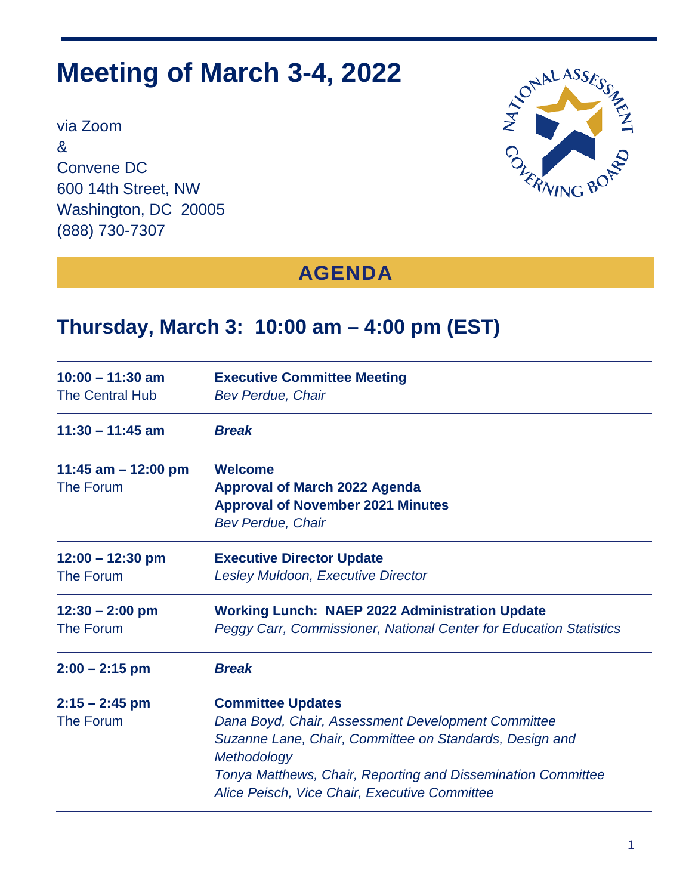# Meeting of March 3-4, 2022

via Zoom
&
Convene DC
600 14th Street, NW
Washington, DC 20005
(888) 730-7307

## AGENDA

## Thursday, March 3: 10:00 am – 4:00 pm (EST)

| | |
|---|---|
| **10:00 – 11:30 am**<br>The Central Hub | **Executive Committee Meeting**<br>*Bev Perdue, Chair* |
| **11:30 – 11:45 am** | ***Break*** |
| **11:45 am – 12:00 pm**<br>The Forum | **Welcome**<br>**Approval of March 2022 Agenda**<br>**Approval of November 2021 Minutes**<br>*Bev Perdue, Chair* |
| **12:00 – 12:30 pm**<br>The Forum | **Executive Director Update**<br>*Lesley Muldoon, Executive Director* |
| **12:30 – 2:00 pm**<br>The Forum | **Working Lunch: NAEP 2022 Administration Update**<br>*Peggy Carr, Commissioner, National Center for Education Statistics* |
| **2:00 – 2:15 pm** | ***Break*** |
| **2:15 – 2:45 pm**<br>The Forum | **Committee Updates**<br>*Dana Boyd, Chair, Assessment Development Committee*<br>*Suzanne Lane, Chair, Committee on Standards, Design and Methodology*<br>*Tonya Matthews, Chair, Reporting and Dissemination Committee*<br>*Alice Peisch, Vice Chair, Executive Committee* |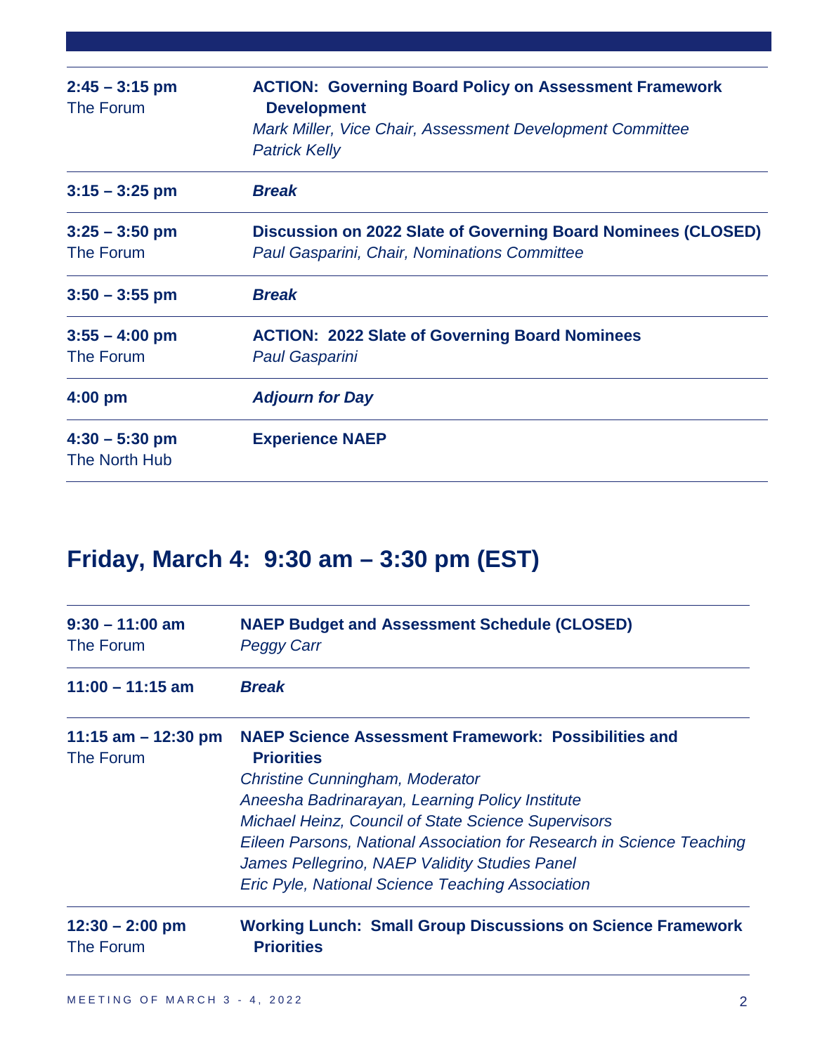| | |
|---|---|
| **2:45 – 3:15 pm**<br>The Forum | **ACTION: Governing Board Policy on Assessment Framework Development**<br>*Mark Miller, Vice Chair, Assessment Development Committee*<br>*Patrick Kelly* |
| **3:15 – 3:25 pm** | ***Break*** |
| **3:25 – 3:50 pm**<br>The Forum | **Discussion on 2022 Slate of Governing Board Nominees (CLOSED)**<br>*Paul Gasparini, Chair, Nominations Committee* |
| **3:50 – 3:55 pm** | ***Break*** |
| **3:55 – 4:00 pm**<br>The Forum | **ACTION: 2022 Slate of Governing Board Nominees**<br>*Paul Gasparini* |
| **4:00 pm** | ***Adjourn for Day*** |
| **4:30 – 5:30 pm**<br>The North Hub | **Experience NAEP** |

## Friday, March 4: 9:30 am – 3:30 pm (EST)

| | |
|---|---|
| **9:30 – 11:00 am**<br>The Forum | **NAEP Budget and Assessment Schedule (CLOSED)**<br>*Peggy Carr* |
| **11:00 – 11:15 am** | ***Break*** |
| **11:15 am – 12:30 pm**<br>The Forum | **NAEP Science Assessment Framework: Possibilities and Priorities**<br>*Christine Cunningham, Moderator*<br>*Aneesha Badrinarayan, Learning Policy Institute*<br>*Michael Heinz, Council of State Science Supervisors*<br>*Eileen Parsons, National Association for Research in Science Teaching*<br>*James Pellegrino, NAEP Validity Studies Panel*<br>*Eric Pyle, National Science Teaching Association* |
| **12:30 – 2:00 pm**<br>The Forum | **Working Lunch: Small Group Discussions on Science Framework Priorities** |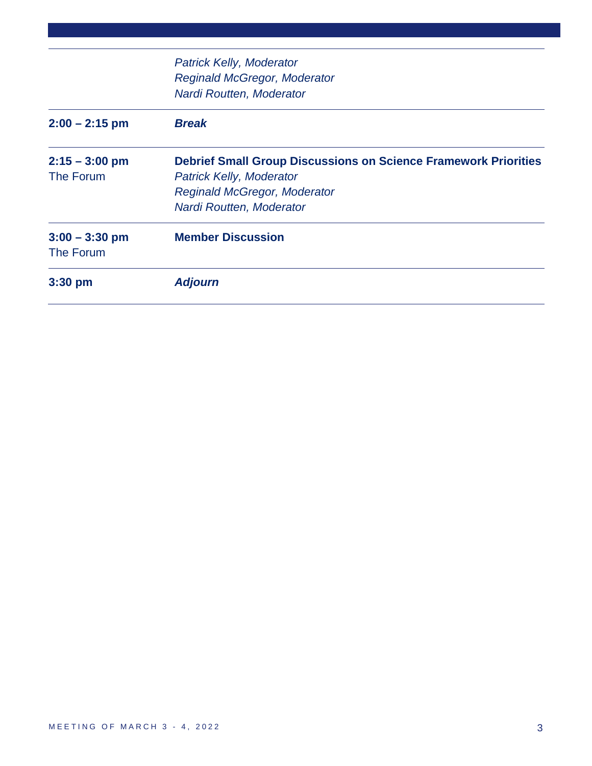| | |
|---|---|
| | *Patrick Kelly, Moderator*<br>*Reginald McGregor, Moderator*<br>*Nardi Routten, Moderator* |
| **2:00 – 2:15 pm** | ***Break*** |
| **2:15 – 3:00 pm**<br>The Forum | **Debrief Small Group Discussions on Science Framework Priorities**<br>*Patrick Kelly, Moderator*<br>*Reginald McGregor, Moderator*<br>*Nardi Routten, Moderator* |
| **3:00 – 3:30 pm**<br>The Forum | **Member Discussion** |
| **3:30 pm** | ***Adjourn*** |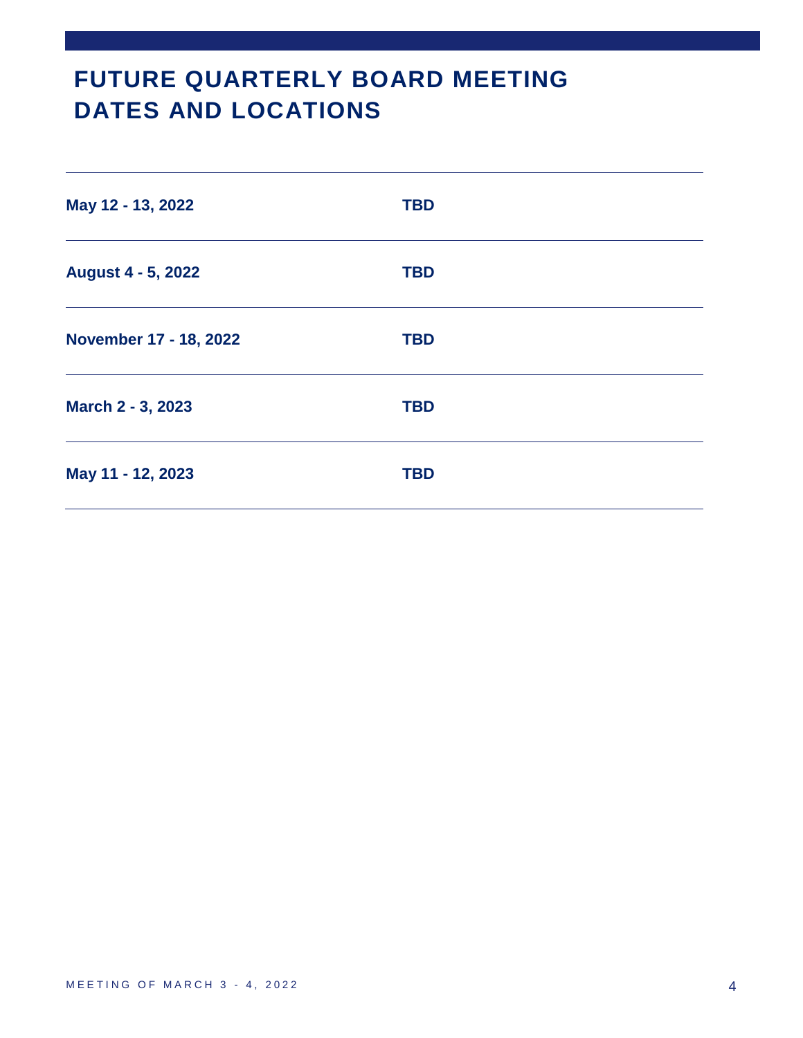# FUTURE QUARTERLY BOARD MEETING DATES AND LOCATIONS

| Date | Location |
| --- | --- |
| **May 12 - 13, 2022** | **TBD** |
| **August 4 - 5, 2022** | **TBD** |
| **November 17 - 18, 2022** | **TBD** |
| **March 2 - 3, 2023** | **TBD** |
| **May 11 - 12, 2023** | **TBD** |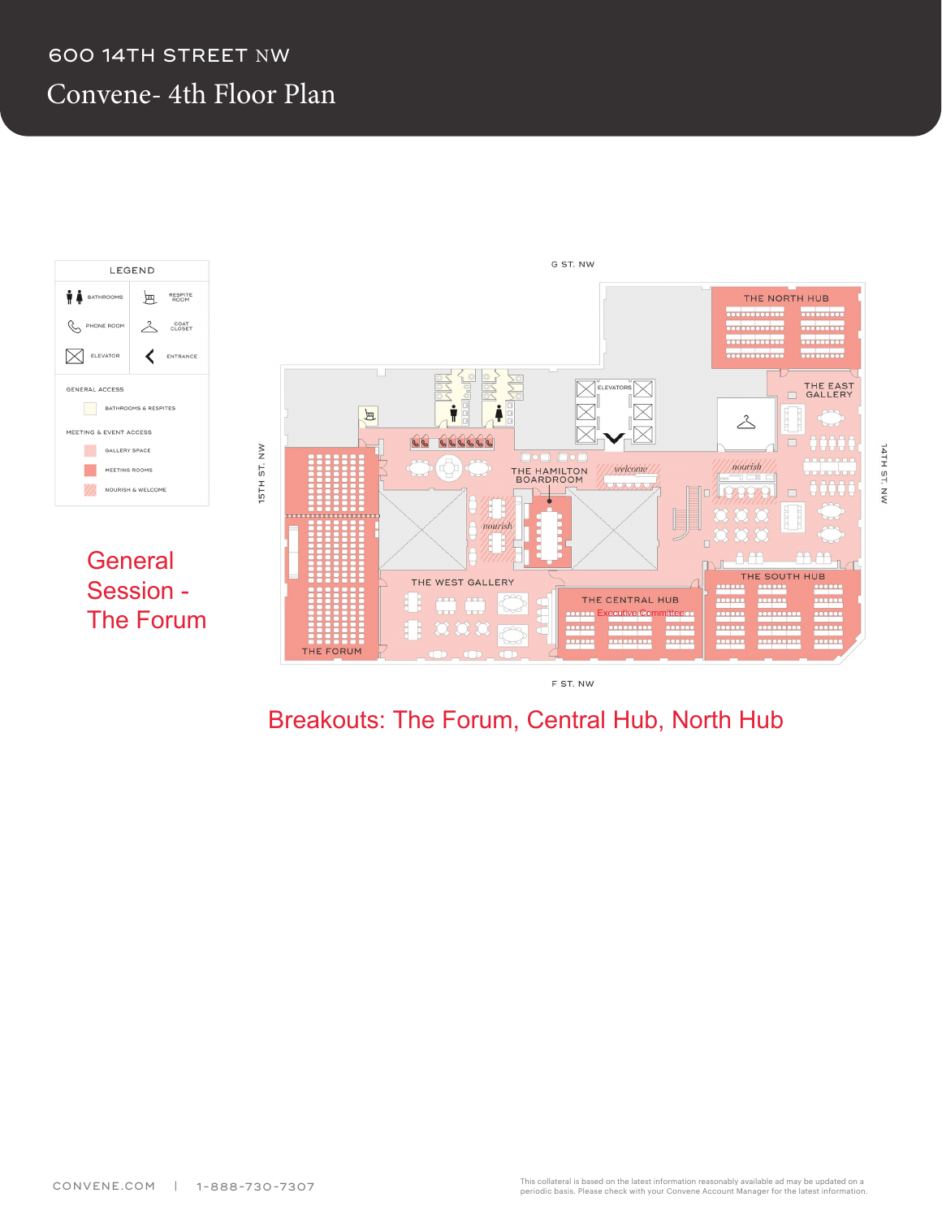# 600 14TH STREET NW

## Convene- 4th Floor Plan

LEGEND

BATHROOMS
RESPITE ROOM
PHONE ROOM
COAT CLOSET
ELEVATOR
ENTRANCE

GENERAL ACCESS

BATHROOMS & RESPITES

MEETING & EVENT ACCESS

GALLERY SPACE
MEETING ROOMS
NOURISH & WELCOME

G ST. NW

THE NORTH HUB

THE EAST GALLERY

ELEVATORS

THE HAMILTON BOARDROOM

welcome

nourish

nourish

THE WEST GALLERY

THE CENTRAL HUB

Executive Committee

THE SOUTH HUB

THE FORUM

15TH ST. NW

14TH ST. NW

F ST. NW

General Session - The Forum

Breakouts: The Forum, Central Hub, North Hub

CONVENE.COM | 1-888-730-7307

This collateral is based on the latest information reasonably available ad may be updated on a periodic basis. Please check with your Convene Account Manager for the latest information.